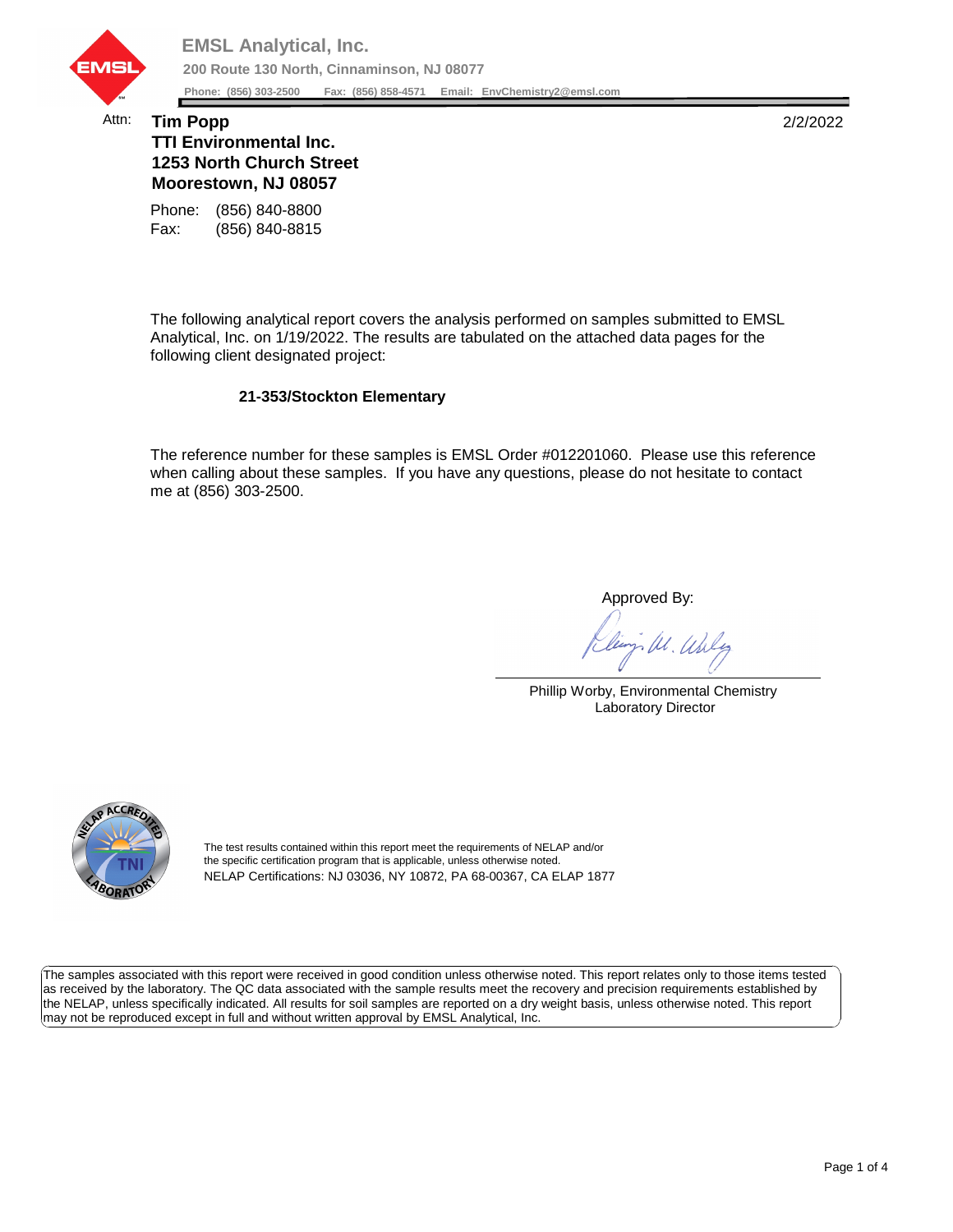**EMSL Analytical, Inc.**
**200 Route 130 North, Cinnaminson, NJ 08077**
**Phone: (856) 303-2500 Fax: (856) 858-4571 Email: EnvChemistry2@emsl.com**

Attn: **Tim Popp** 2/2/2022
**TTI Environmental Inc.**
**1253 North Church Street**
**Moorestown, NJ 08057**

Phone: (856) 840-8800
Fax: (856) 840-8815

The following analytical report covers the analysis performed on samples submitted to EMSL Analytical, Inc. on 1/19/2022. The results are tabulated on the attached data pages for the following client designated project:

**21-353/Stockton Elementary**

The reference number for these samples is EMSL Order #012201060. Please use this reference when calling about these samples. If you have any questions, please do not hesitate to contact me at (856) 303-2500.

Approved By:

Phillip Worby, Environmental Chemistry Laboratory Director

The test results contained within this report meet the requirements of NELAP and/or the specific certification program that is applicable, unless otherwise noted.
NELAP Certifications: NJ 03036, NY 10872, PA 68-00367, CA ELAP 1877

The samples associated with this report were received in good condition unless otherwise noted. This report relates only to those items tested as received by the laboratory. The QC data associated with the sample results meet the recovery and precision requirements established by the NELAP, unless specifically indicated. All results for soil samples are reported on a dry weight basis, unless otherwise noted. This report may not be reproduced except in full and without written approval by EMSL Analytical, Inc.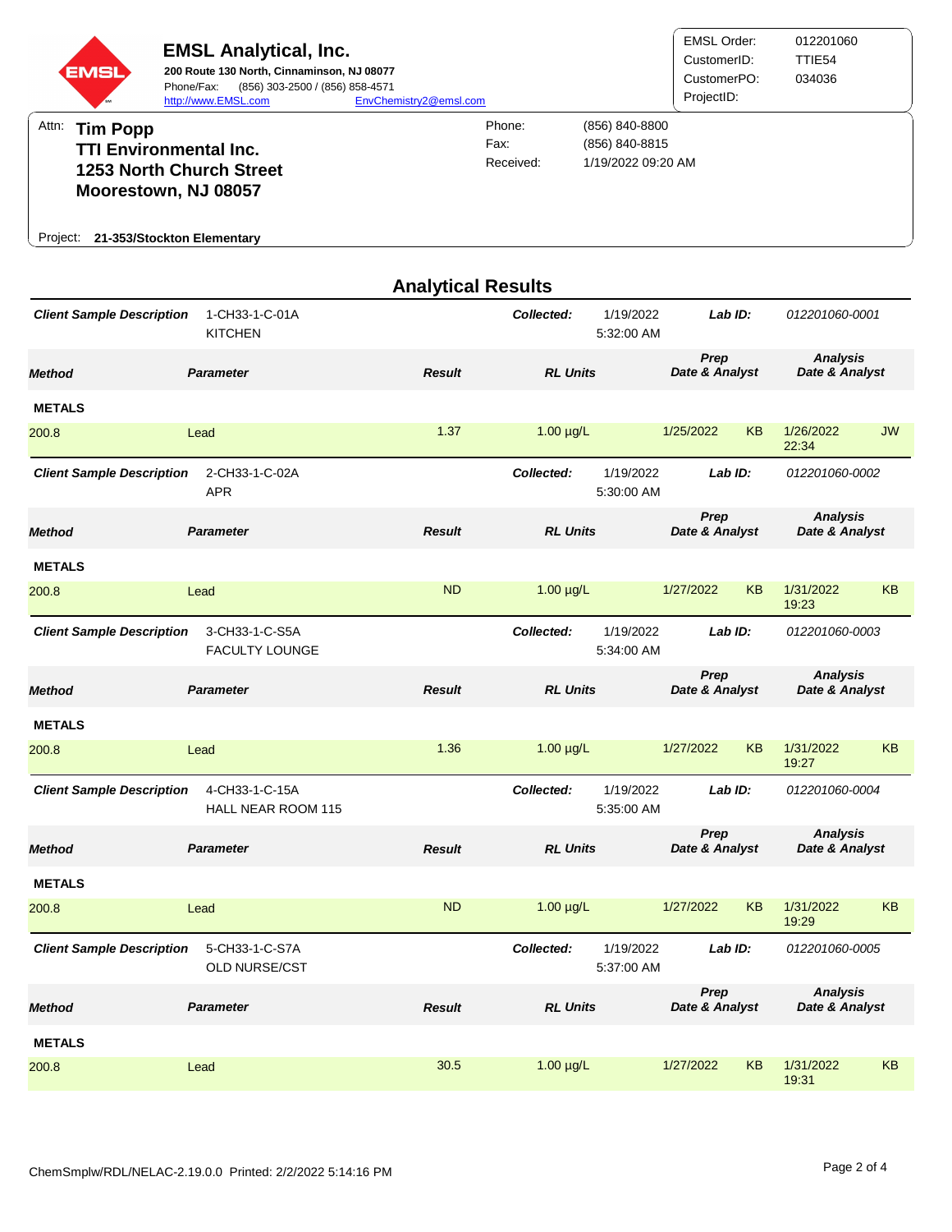**EMSL Analytical, Inc.**
**200 Route 130 North, Cinnaminson, NJ 08077**
Phone/Fax: (856) 303-2500 / (856) 858-4571
http://www.EMSL.com EnvChemistry2@emsl.com

| | |
|---|---|
| EMSL Order: | 012201060 |
| CustomerID: | TTIE54 |
| CustomerPO: | 034036 |
| ProjectID: | |

Attn: **Tim Popp**
**TTI Environmental Inc.**
**1253 North Church Street**
**Moorestown, NJ 08057**

| | |
|---|---|
| Phone: | (856) 840-8800 |
| Fax: | (856) 840-8815 |
| Received: | 1/19/2022 09:20 AM |

Project: **21-353/Stockton Elementary**

## Analytical Results

**Client Sample Description:** 1-CH33-1-C-01A KITCHEN | **Collected:** 1/19/2022 5:32:00 AM | **Lab ID:** 012201060-0001

| Method | Parameter | Result | RL Units | Prep Date & Analyst | | Analysis Date & Analyst | |
|---|---|---|---|---|---|---|---|
| **METALS** | | | | | | | |
| 200.8 | Lead | 1.37 | 1.00 µg/L | 1/25/2022 | KB | 1/26/2022 22:34 | JW |

**Client Sample Description:** 2-CH33-1-C-02A APR | **Collected:** 1/19/2022 5:30:00 AM | **Lab ID:** 012201060-0002

| Method | Parameter | Result | RL Units | Prep Date & Analyst | | Analysis Date & Analyst | |
|---|---|---|---|---|---|---|---|
| **METALS** | | | | | | | |
| 200.8 | Lead | ND | 1.00 µg/L | 1/27/2022 | KB | 1/31/2022 19:23 | KB |

**Client Sample Description:** 3-CH33-1-C-S5A FACULTY LOUNGE | **Collected:** 1/19/2022 5:34:00 AM | **Lab ID:** 012201060-0003

| Method | Parameter | Result | RL Units | Prep Date & Analyst | | Analysis Date & Analyst | |
|---|---|---|---|---|---|---|---|
| **METALS** | | | | | | | |
| 200.8 | Lead | 1.36 | 1.00 µg/L | 1/27/2022 | KB | 1/31/2022 19:27 | KB |

**Client Sample Description:** 4-CH33-1-C-15A HALL NEAR ROOM 115 | **Collected:** 1/19/2022 5:35:00 AM | **Lab ID:** 012201060-0004

| Method | Parameter | Result | RL Units | Prep Date & Analyst | | Analysis Date & Analyst | |
|---|---|---|---|---|---|---|---|
| **METALS** | | | | | | | |
| 200.8 | Lead | ND | 1.00 µg/L | 1/27/2022 | KB | 1/31/2022 19:29 | KB |

**Client Sample Description:** 5-CH33-1-C-S7A OLD NURSE/CST | **Collected:** 1/19/2022 5:37:00 AM | **Lab ID:** 012201060-0005

| Method | Parameter | Result | RL Units | Prep Date & Analyst | | Analysis Date & Analyst | |
|---|---|---|---|---|---|---|---|
| **METALS** | | | | | | | |
| 200.8 | Lead | 30.5 | 1.00 µg/L | 1/27/2022 | KB | 1/31/2022 19:31 | KB |

ChemSmplw/RDL/NELAC-2.19.0.0 Printed: 2/2/2022 5:14:16 PM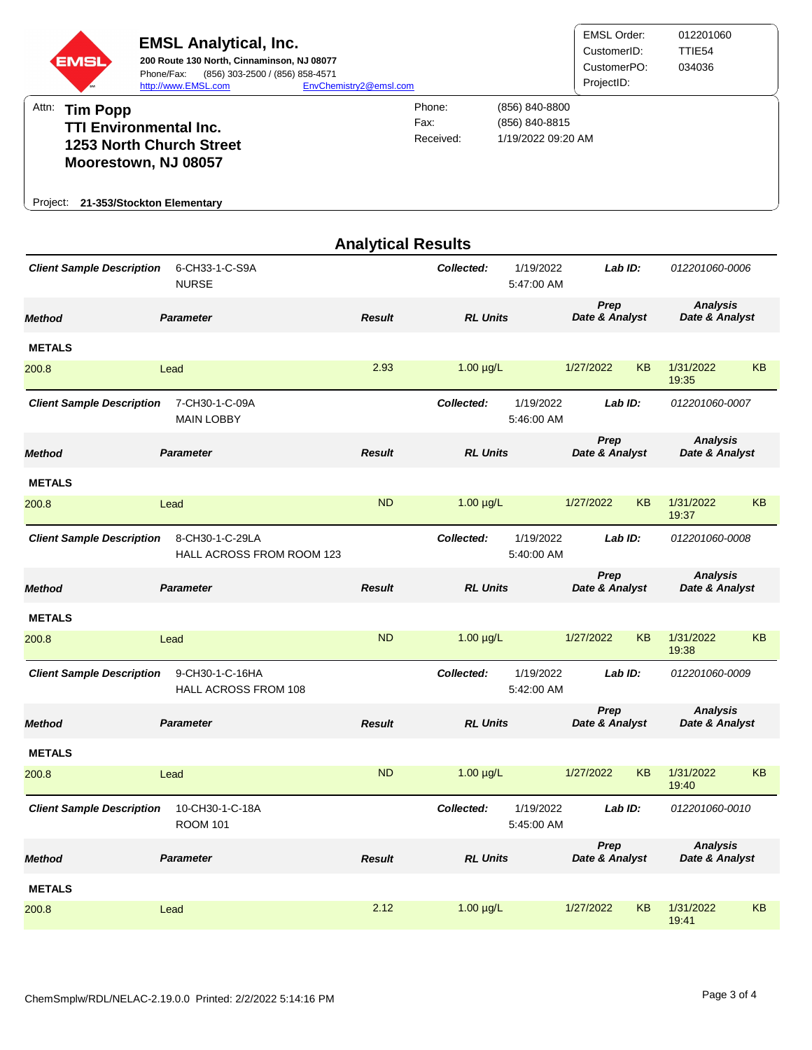**EMSL Analytical, Inc.**
**200 Route 130 North, Cinnaminson, NJ 08077**
Phone/Fax: (856) 303-2500 / (856) 858-4571
http://www.EMSL.com EnvChemistry2@emsl.com

| | |
|---|---|
| EMSL Order: | 012201060 |
| CustomerID: | TTIE54 |
| CustomerPO: | 034036 |
| ProjectID: | |

Attn: **Tim Popp**
**TTI Environmental Inc.**
**1253 North Church Street**
**Moorestown, NJ 08057**

| | |
|---|---|
| Phone: | (856) 840-8800 |
| Fax: | (856) 840-8815 |
| Received: | 1/19/2022 09:20 AM |

Project: **21-353/Stockton Elementary**

## Analytical Results

**Client Sample Description** 6-CH33-1-C-S9A NURSE — **Collected:** 1/19/2022 5:47:00 AM — **Lab ID:** 012201060-0006

| Method | Parameter | Result | RL Units | Prep Date & Analyst | | Analysis Date & Analyst | |
|---|---|---|---|---|---|---|---|
| **METALS** | | | | | | | |
| 200.8 | Lead | 2.93 | 1.00 µg/L | 1/27/2022 | KB | 1/31/2022 19:35 | KB |

**Client Sample Description** 7-CH30-1-C-09A MAIN LOBBY — **Collected:** 1/19/2022 5:46:00 AM — **Lab ID:** 012201060-0007

| Method | Parameter | Result | RL Units | Prep Date & Analyst | | Analysis Date & Analyst | |
|---|---|---|---|---|---|---|---|
| **METALS** | | | | | | | |
| 200.8 | Lead | ND | 1.00 µg/L | 1/27/2022 | KB | 1/31/2022 19:37 | KB |

**Client Sample Description** 8-CH30-1-C-29LA HALL ACROSS FROM ROOM 123 — **Collected:** 1/19/2022 5:40:00 AM — **Lab ID:** 012201060-0008

| Method | Parameter | Result | RL Units | Prep Date & Analyst | | Analysis Date & Analyst | |
|---|---|---|---|---|---|---|---|
| **METALS** | | | | | | | |
| 200.8 | Lead | ND | 1.00 µg/L | 1/27/2022 | KB | 1/31/2022 19:38 | KB |

**Client Sample Description** 9-CH30-1-C-16HA HALL ACROSS FROM 108 — **Collected:** 1/19/2022 5:42:00 AM — **Lab ID:** 012201060-0009

| Method | Parameter | Result | RL Units | Prep Date & Analyst | | Analysis Date & Analyst | |
|---|---|---|---|---|---|---|---|
| **METALS** | | | | | | | |
| 200.8 | Lead | ND | 1.00 µg/L | 1/27/2022 | KB | 1/31/2022 19:40 | KB |

**Client Sample Description** 10-CH30-1-C-18A ROOM 101 — **Collected:** 1/19/2022 5:45:00 AM — **Lab ID:** 012201060-0010

| Method | Parameter | Result | RL Units | Prep Date & Analyst | | Analysis Date & Analyst | |
|---|---|---|---|---|---|---|---|
| **METALS** | | | | | | | |
| 200.8 | Lead | 2.12 | 1.00 µg/L | 1/27/2022 | KB | 1/31/2022 19:41 | KB |

ChemSmplw/RDL/NELAC-2.19.0.0 Printed: 2/2/2022 5:14:16 PM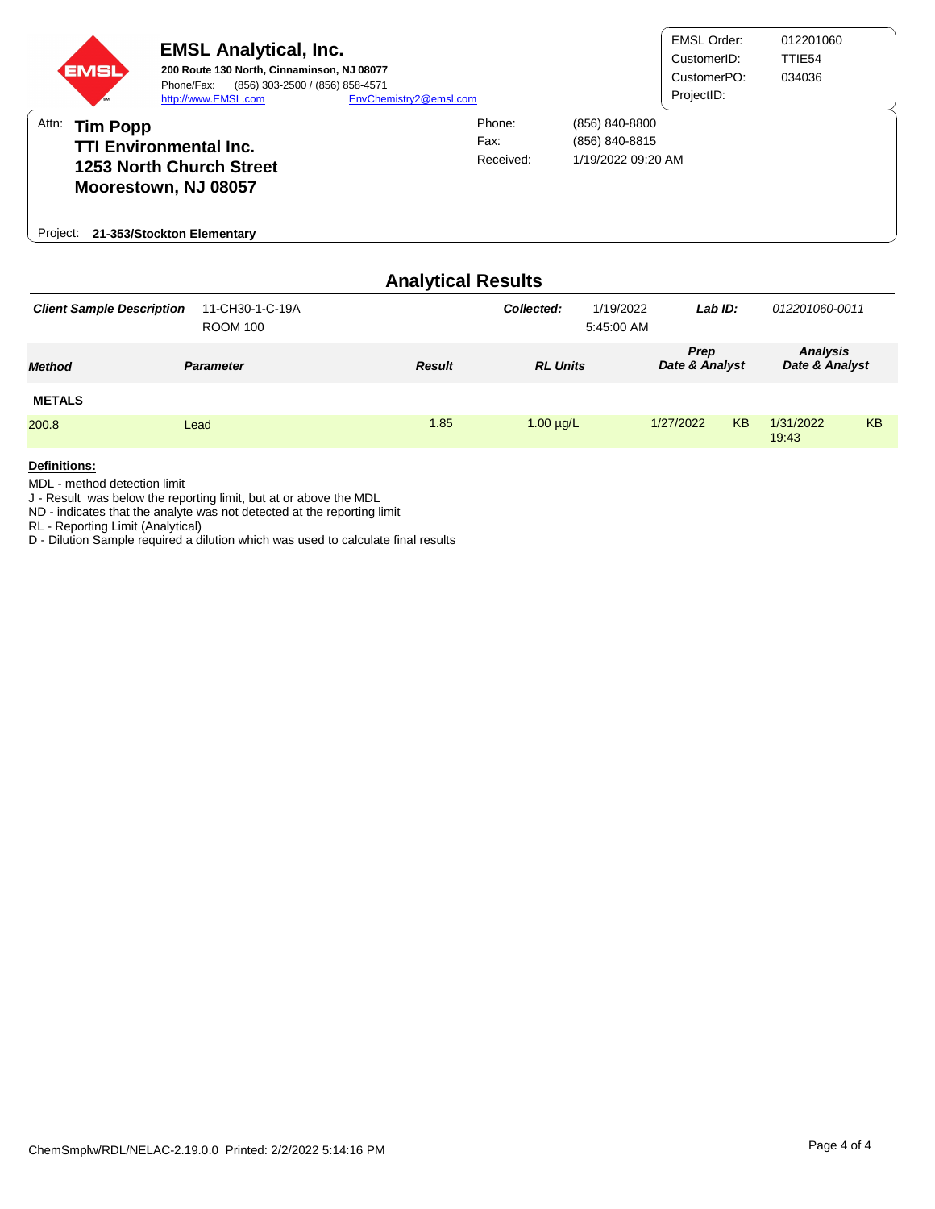# EMSL Analytical, Inc.

**200 Route 130 North, Cinnaminson, NJ 08077**
Phone/Fax: (856) 303-2500 / (856) 858-4571
http://www.EMSL.com EnvChemistry2@emsl.com

| | |
|---|---|
| EMSL Order: | 012201060 |
| CustomerID: | TTIE54 |
| CustomerPO: | 034036 |
| ProjectID: | |

Attn: **Tim Popp**
**TTI Environmental Inc.**
**1253 North Church Street**
**Moorestown, NJ 08057**

| | |
|---|---|
| Phone: | (856) 840-8800 |
| Fax: | (856) 840-8815 |
| Received: | 1/19/2022 09:20 AM |

Project: **21-353/Stockton Elementary**

## Analytical Results

***Client Sample Description*** 11-CH30-1-C-19A ROOM 100 ***Collected:*** 1/19/2022 5:45:00 AM ***Lab ID:*** *012201060-0011*

| *Method* | *Parameter* | *Result* | *RL Units* | *Prep Date & Analyst* | | *Analysis Date & Analyst* | |
|---|---|---|---|---|---|---|---|
| **METALS** | | | | | | | |
| 200.8 | Lead | 1.85 | 1.00 µg/L | 1/27/2022 | KB | 1/31/2022 19:43 | KB |

**Definitions:**

MDL - method detection limit
J - Result was below the reporting limit, but at or above the MDL
ND - indicates that the analyte was not detected at the reporting limit
RL - Reporting Limit (Analytical)
D - Dilution Sample required a dilution which was used to calculate final results

ChemSmplw/RDL/NELAC-2.19.0.0 Printed: 2/2/2022 5:14:16 PM